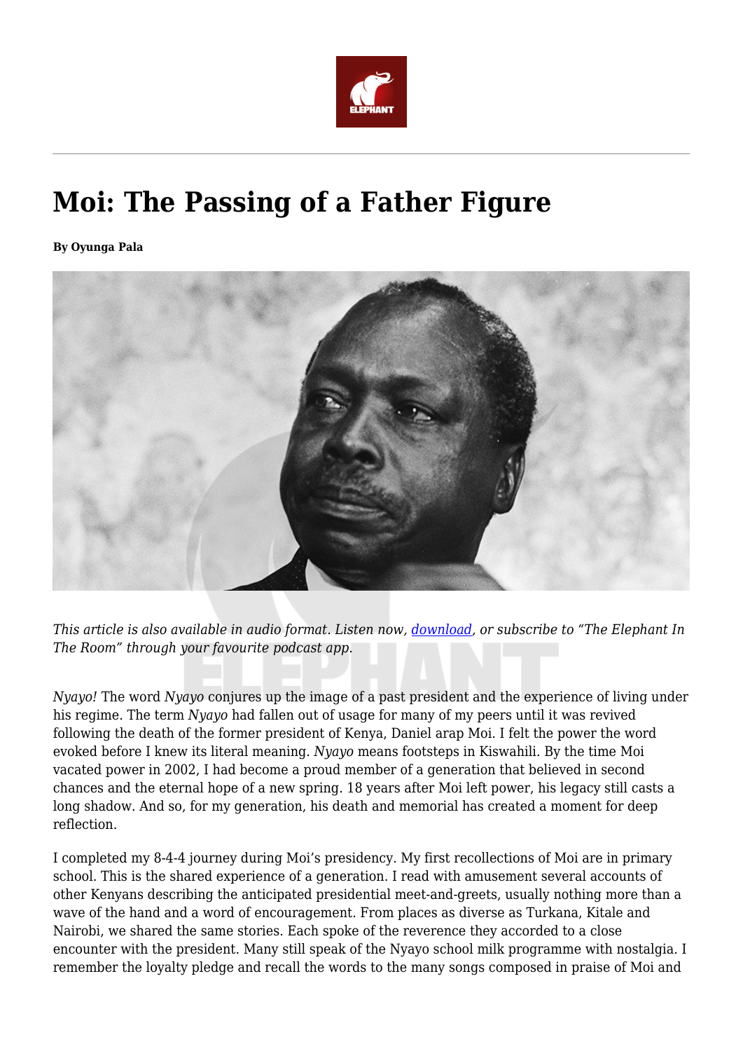# Moi: The Passing of a Father Figure

**By Oyunga Pala**

*This article is also available in audio format. Listen now, download, or subscribe to "The Elephant In The Room" through your favourite podcast app.*

*Nyayo!* The word *Nyayo* conjures up the image of a past president and the experience of living under his regime. The term *Nyayo* had fallen out of usage for many of my peers until it was revived following the death of the former president of Kenya, Daniel arap Moi. I felt the power the word evoked before I knew its literal meaning. *Nyayo* means footsteps in Kiswahili. By the time Moi vacated power in 2002, I had become a proud member of a generation that believed in second chances and the eternal hope of a new spring. 18 years after Moi left power, his legacy still casts a long shadow. And so, for my generation, his death and memorial has created a moment for deep reflection.

I completed my 8-4-4 journey during Moi's presidency. My first recollections of Moi are in primary school. This is the shared experience of a generation. I read with amusement several accounts of other Kenyans describing the anticipated presidential meet-and-greets, usually nothing more than a wave of the hand and a word of encouragement. From places as diverse as Turkana, Kitale and Nairobi, we shared the same stories. Each spoke of the reverence they accorded to a close encounter with the president. Many still speak of the Nyayo school milk programme with nostalgia. I remember the loyalty pledge and recall the words to the many songs composed in praise of Moi and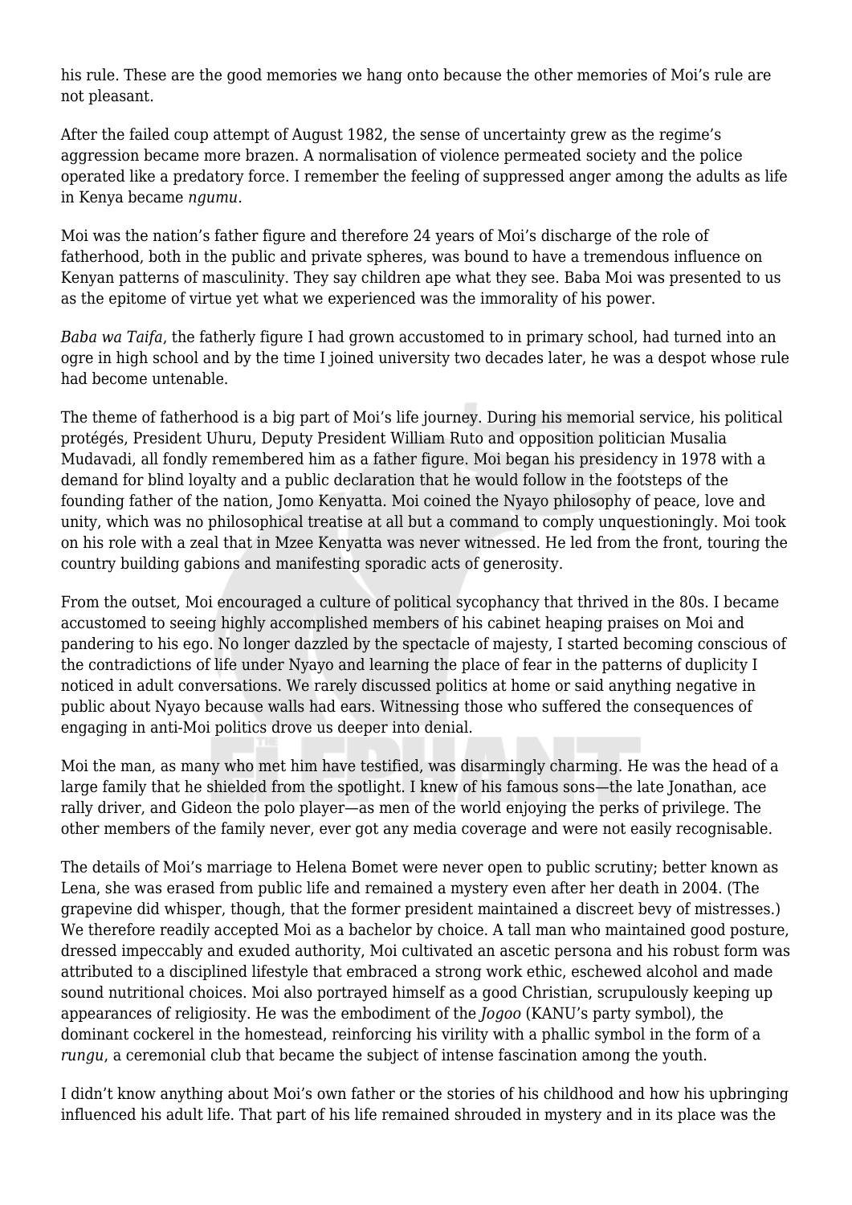his rule. These are the good memories we hang onto because the other memories of Moi's rule are not pleasant.

After the failed coup attempt of August 1982, the sense of uncertainty grew as the regime's aggression became more brazen. A normalisation of violence permeated society and the police operated like a predatory force. I remember the feeling of suppressed anger among the adults as life in Kenya became *ngumu*.

Moi was the nation's father figure and therefore 24 years of Moi's discharge of the role of fatherhood, both in the public and private spheres, was bound to have a tremendous influence on Kenyan patterns of masculinity. They say children ape what they see. Baba Moi was presented to us as the epitome of virtue yet what we experienced was the immorality of his power.

*Baba wa Taifa*, the fatherly figure I had grown accustomed to in primary school, had turned into an ogre in high school and by the time I joined university two decades later, he was a despot whose rule had become untenable.

The theme of fatherhood is a big part of Moi's life journey. During his memorial service, his political protégés, President Uhuru, Deputy President William Ruto and opposition politician Musalia Mudavadi, all fondly remembered him as a father figure. Moi began his presidency in 1978 with a demand for blind loyalty and a public declaration that he would follow in the footsteps of the founding father of the nation, Jomo Kenyatta. Moi coined the Nyayo philosophy of peace, love and unity, which was no philosophical treatise at all but a command to comply unquestioningly. Moi took on his role with a zeal that in Mzee Kenyatta was never witnessed. He led from the front, touring the country building gabions and manifesting sporadic acts of generosity.

From the outset, Moi encouraged a culture of political sycophancy that thrived in the 80s. I became accustomed to seeing highly accomplished members of his cabinet heaping praises on Moi and pandering to his ego. No longer dazzled by the spectacle of majesty, I started becoming conscious of the contradictions of life under Nyayo and learning the place of fear in the patterns of duplicity I noticed in adult conversations. We rarely discussed politics at home or said anything negative in public about Nyayo because walls had ears. Witnessing those who suffered the consequences of engaging in anti-Moi politics drove us deeper into denial.

Moi the man, as many who met him have testified, was disarmingly charming. He was the head of a large family that he shielded from the spotlight. I knew of his famous sons—the late Jonathan, ace rally driver, and Gideon the polo player—as men of the world enjoying the perks of privilege. The other members of the family never, ever got any media coverage and were not easily recognisable.

The details of Moi's marriage to Helena Bomet were never open to public scrutiny; better known as Lena, she was erased from public life and remained a mystery even after her death in 2004. (The grapevine did whisper, though, that the former president maintained a discreet bevy of mistresses.) We therefore readily accepted Moi as a bachelor by choice. A tall man who maintained good posture, dressed impeccably and exuded authority, Moi cultivated an ascetic persona and his robust form was attributed to a disciplined lifestyle that embraced a strong work ethic, eschewed alcohol and made sound nutritional choices. Moi also portrayed himself as a good Christian, scrupulously keeping up appearances of religiosity. He was the embodiment of the *Jogoo* (KANU's party symbol), the dominant cockerel in the homestead, reinforcing his virility with a phallic symbol in the form of a *rungu*, a ceremonial club that became the subject of intense fascination among the youth.

I didn't know anything about Moi's own father or the stories of his childhood and how his upbringing influenced his adult life. That part of his life remained shrouded in mystery and in its place was the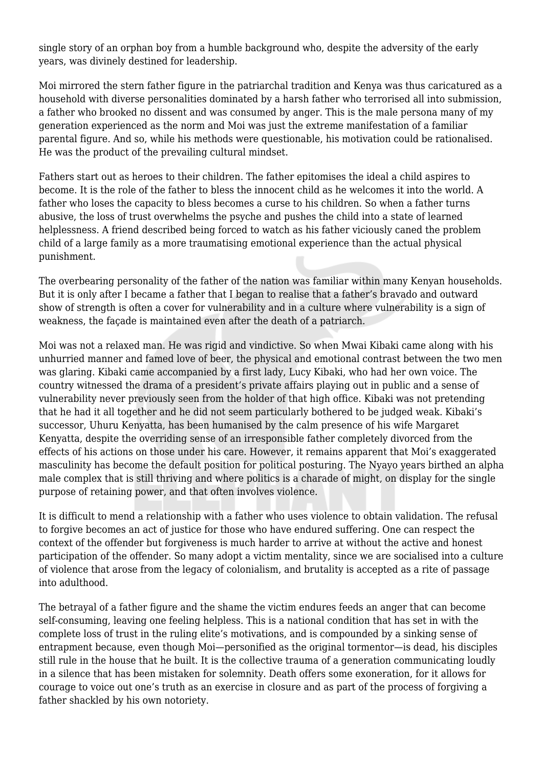single story of an orphan boy from a humble background who, despite the adversity of the early years, was divinely destined for leadership.

Moi mirrored the stern father figure in the patriarchal tradition and Kenya was thus caricatured as a household with diverse personalities dominated by a harsh father who terrorised all into submission, a father who brooked no dissent and was consumed by anger. This is the male persona many of my generation experienced as the norm and Moi was just the extreme manifestation of a familiar parental figure. And so, while his methods were questionable, his motivation could be rationalised. He was the product of the prevailing cultural mindset.

Fathers start out as heroes to their children. The father epitomises the ideal a child aspires to become. It is the role of the father to bless the innocent child as he welcomes it into the world. A father who loses the capacity to bless becomes a curse to his children. So when a father turns abusive, the loss of trust overwhelms the psyche and pushes the child into a state of learned helplessness. A friend described being forced to watch as his father viciously caned the problem child of a large family as a more traumatising emotional experience than the actual physical punishment.

The overbearing personality of the father of the nation was familiar within many Kenyan households. But it is only after I became a father that I began to realise that a father's bravado and outward show of strength is often a cover for vulnerability and in a culture where vulnerability is a sign of weakness, the façade is maintained even after the death of a patriarch.

Moi was not a relaxed man. He was rigid and vindictive. So when Mwai Kibaki came along with his unhurried manner and famed love of beer, the physical and emotional contrast between the two men was glaring. Kibaki came accompanied by a first lady, Lucy Kibaki, who had her own voice. The country witnessed the drama of a president's private affairs playing out in public and a sense of vulnerability never previously seen from the holder of that high office. Kibaki was not pretending that he had it all together and he did not seem particularly bothered to be judged weak. Kibaki's successor, Uhuru Kenyatta, has been humanised by the calm presence of his wife Margaret Kenyatta, despite the overriding sense of an irresponsible father completely divorced from the effects of his actions on those under his care. However, it remains apparent that Moi's exaggerated masculinity has become the default position for political posturing. The Nyayo years birthed an alpha male complex that is still thriving and where politics is a charade of might, on display for the single purpose of retaining power, and that often involves violence.

It is difficult to mend a relationship with a father who uses violence to obtain validation. The refusal to forgive becomes an act of justice for those who have endured suffering. One can respect the context of the offender but forgiveness is much harder to arrive at without the active and honest participation of the offender. So many adopt a victim mentality, since we are socialised into a culture of violence that arose from the legacy of colonialism, and brutality is accepted as a rite of passage into adulthood.

The betrayal of a father figure and the shame the victim endures feeds an anger that can become self-consuming, leaving one feeling helpless. This is a national condition that has set in with the complete loss of trust in the ruling elite's motivations, and is compounded by a sinking sense of entrapment because, even though Moi—personified as the original tormentor—is dead, his disciples still rule in the house that he built. It is the collective trauma of a generation communicating loudly in a silence that has been mistaken for solemnity. Death offers some exoneration, for it allows for courage to voice out one's truth as an exercise in closure and as part of the process of forgiving a father shackled by his own notoriety.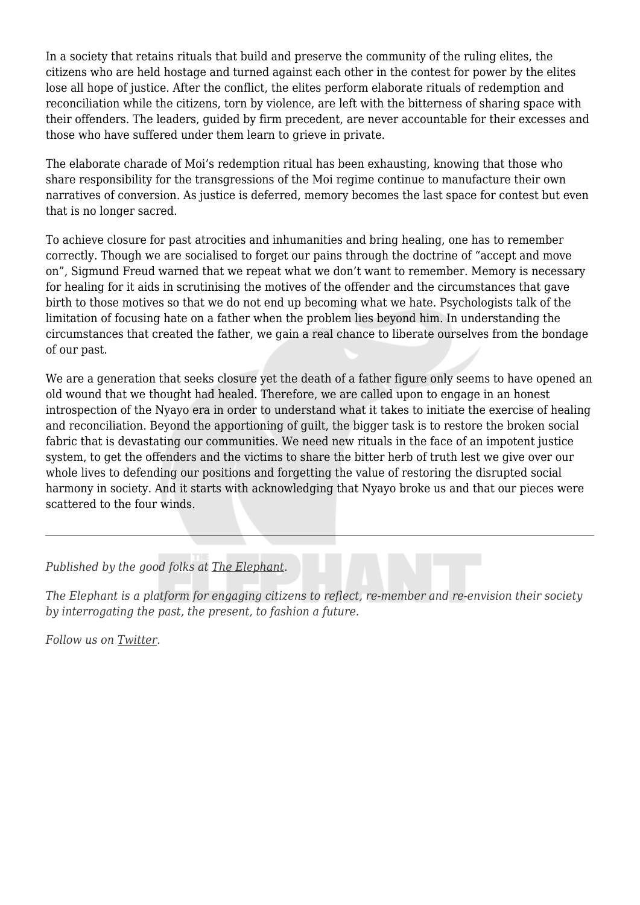In a society that retains rituals that build and preserve the community of the ruling elites, the citizens who are held hostage and turned against each other in the contest for power by the elites lose all hope of justice. After the conflict, the elites perform elaborate rituals of redemption and reconciliation while the citizens, torn by violence, are left with the bitterness of sharing space with their offenders. The leaders, guided by firm precedent, are never accountable for their excesses and those who have suffered under them learn to grieve in private.

The elaborate charade of Moi's redemption ritual has been exhausting, knowing that those who share responsibility for the transgressions of the Moi regime continue to manufacture their own narratives of conversion. As justice is deferred, memory becomes the last space for contest but even that is no longer sacred.

To achieve closure for past atrocities and inhumanities and bring healing, one has to remember correctly. Though we are socialised to forget our pains through the doctrine of "accept and move on", Sigmund Freud warned that we repeat what we don't want to remember. Memory is necessary for healing for it aids in scrutinising the motives of the offender and the circumstances that gave birth to those motives so that we do not end up becoming what we hate. Psychologists talk of the limitation of focusing hate on a father when the problem lies beyond him. In understanding the circumstances that created the father, we gain a real chance to liberate ourselves from the bondage of our past.

We are a generation that seeks closure yet the death of a father figure only seems to have opened an old wound that we thought had healed. Therefore, we are called upon to engage in an honest introspection of the Nyayo era in order to understand what it takes to initiate the exercise of healing and reconciliation. Beyond the apportioning of guilt, the bigger task is to restore the broken social fabric that is devastating our communities. We need new rituals in the face of an impotent justice system, to get the offenders and the victims to share the bitter herb of truth lest we give over our whole lives to defending our positions and forgetting the value of restoring the disrupted social harmony in society. And it starts with acknowledging that Nyayo broke us and that our pieces were scattered to the four winds.

---

*Published by the good folks at The Elephant.*

*The Elephant is a platform for engaging citizens to reflect, re-member and re-envision their society by interrogating the past, the present, to fashion a future.*

*Follow us on Twitter.*